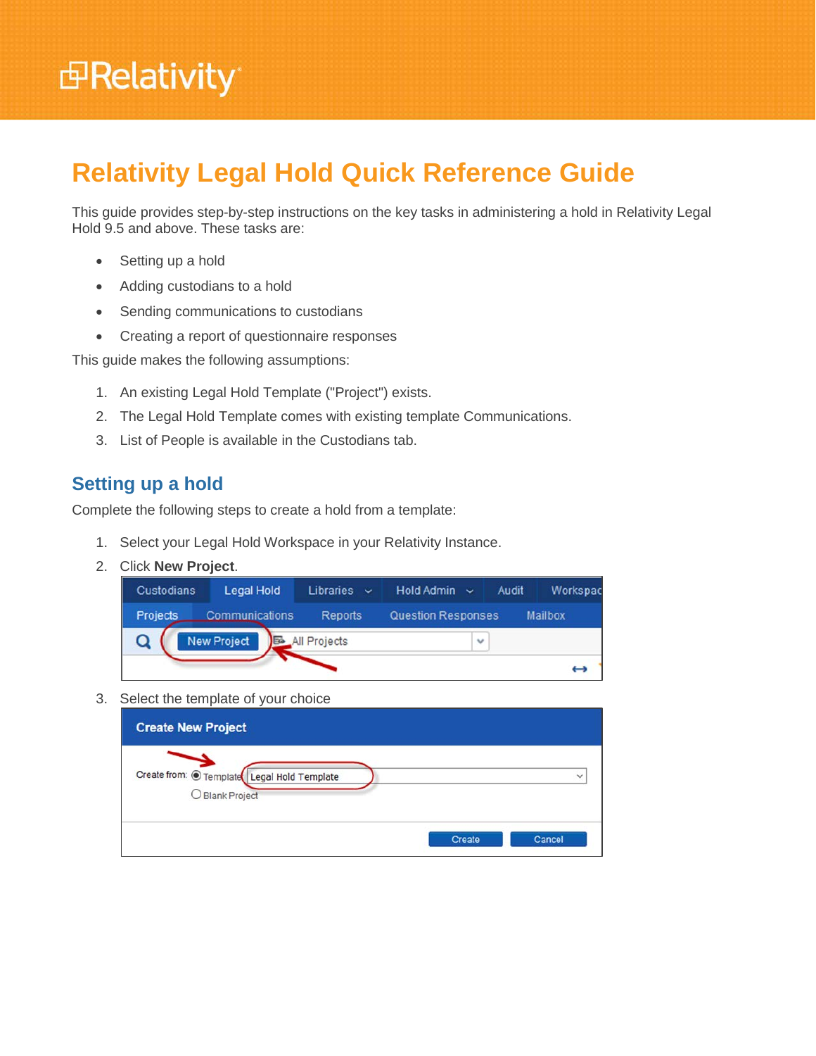# Relativity Legal Hold Quick Reference Guide

This guide provides step-by-step instructions on the key tasks in administering a hold in Relativity Legal Hold 9.5 and above. These tasks are:

- Setting up a hold
- Adding custodians to a hold
- Sending communications to custodians
- Creating a report of questionnaire responses

This guide makes the following assumptions:

1. An existing Legal Hold Template ("Project") exists.
2. The Legal Hold Template comes with existing template Communications.
3. List of People is available in the Custodians tab.

## Setting up a hold

Complete the following steps to create a hold from a template:

1. Select your Legal Hold Workspace in your Relativity Instance.
2. Click **New Project**.
3. Select the template of your choice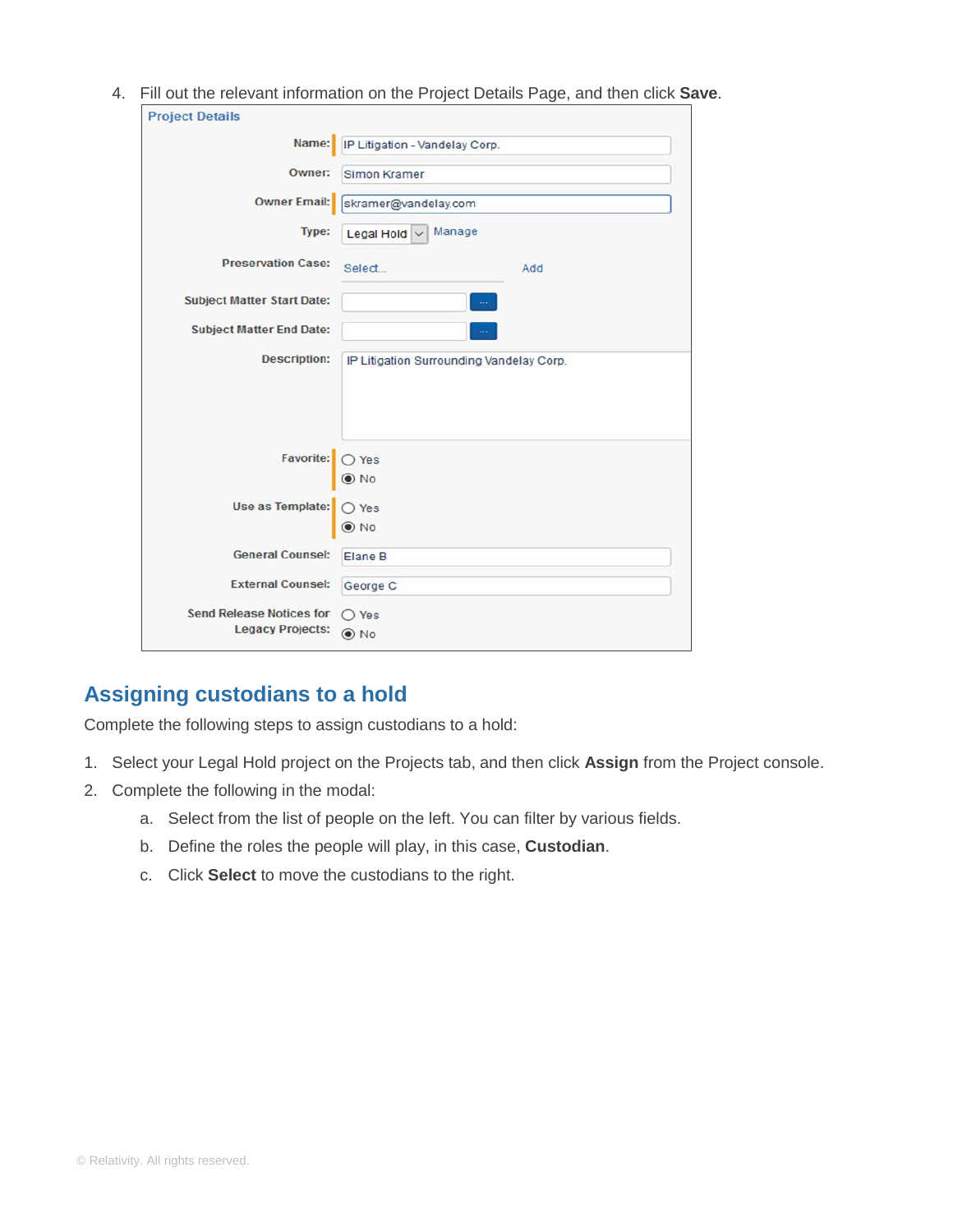4. Fill out the relevant information on the Project Details Page, and then click **Save**.

**Project Details**

| Field | Value |
| --- | --- |
| Name: | IP Litigation - Vandelay Corp. |
| Owner: | Simon Kramer |
| Owner Email: | skramer@vandelay.com |
| Type: | Legal Hold (Manage) |
| Preservation Case: | Select... (Add) |
| Subject Matter Start Date: | |
| Subject Matter End Date: | |
| Description: | IP Litigation Surrounding Vandelay Corp. |
| Favorite: | ○ Yes ◉ No |
| Use as Template: | ○ Yes ◉ No |
| General Counsel: | Elane B |
| External Counsel: | George C |
| Send Release Notices for Legacy Projects: | ○ Yes ◉ No |

## Assigning custodians to a hold

Complete the following steps to assign custodians to a hold:

1. Select your Legal Hold project on the Projects tab, and then click **Assign** from the Project console.
2. Complete the following in the modal:
   a. Select from the list of people on the left. You can filter by various fields.
   b. Define the roles the people will play, in this case, **Custodian**.
   c. Click **Select** to move the custodians to the right.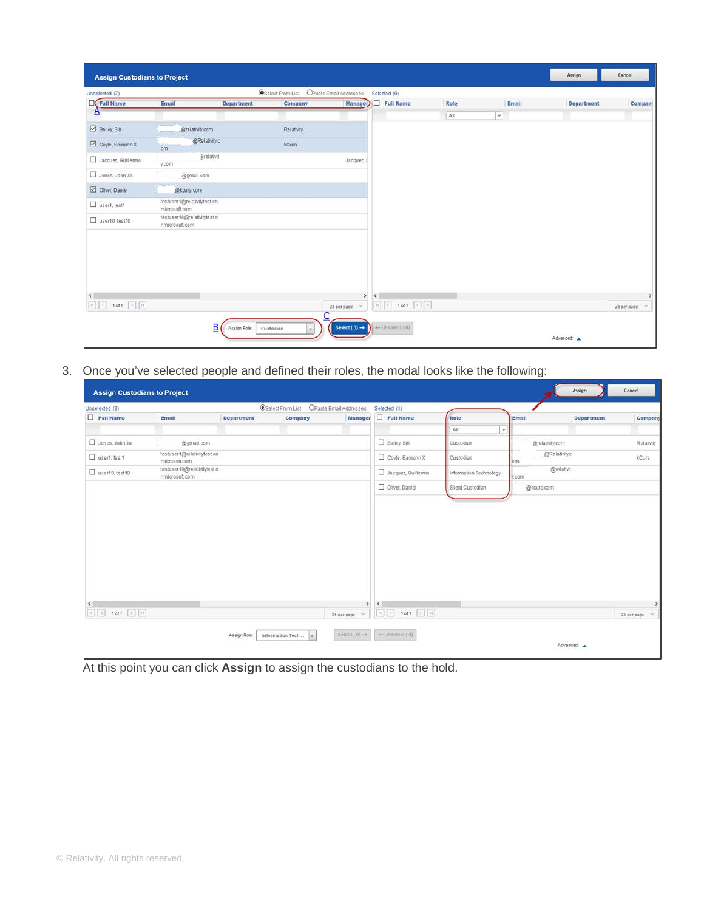3. Once you've selected people and defined their roles, the modal looks like the following:

At this point you can click **Assign** to assign the custodians to the hold.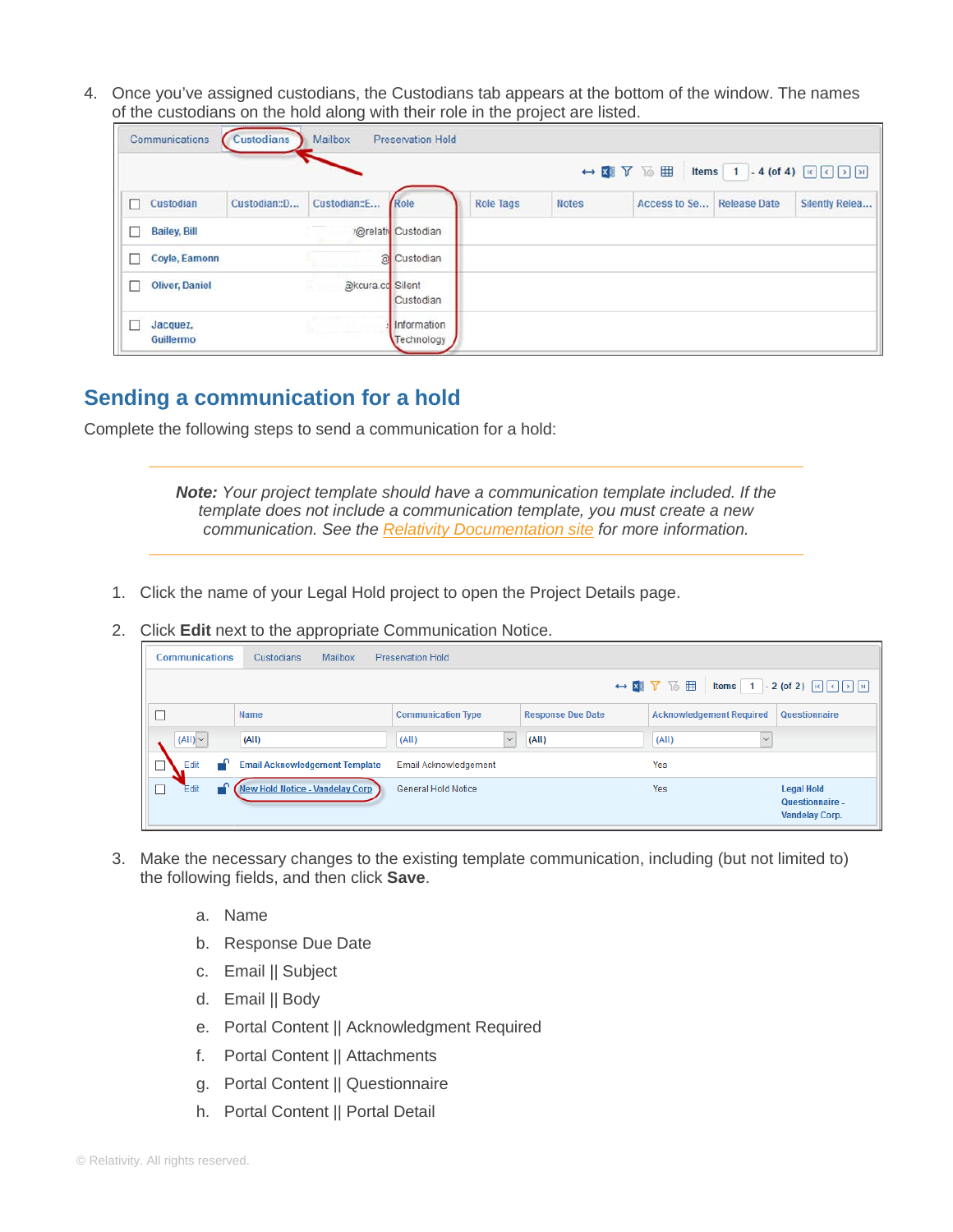4. Once you've assigned custodians, the Custodians tab appears at the bottom of the window. The names of the custodians on the hold along with their role in the project are listed.

## Sending a communication for a hold

Complete the following steps to send a communication for a hold:

> ***Note:*** *Your project template should have a communication template included. If the template does not include a communication template, you must create a new communication. See the [Relativity Documentation site]() for more information.*

1. Click the name of your Legal Hold project to open the Project Details page.

2. Click **Edit** next to the appropriate Communication Notice.

3. Make the necessary changes to the existing template communication, including (but not limited to) the following fields, and then click **Save**.

   a. Name

   b. Response Due Date

   c. Email || Subject

   d. Email || Body

   e. Portal Content || Acknowledgment Required

   f. Portal Content || Attachments

   g. Portal Content || Questionnaire

   h. Portal Content || Portal Detail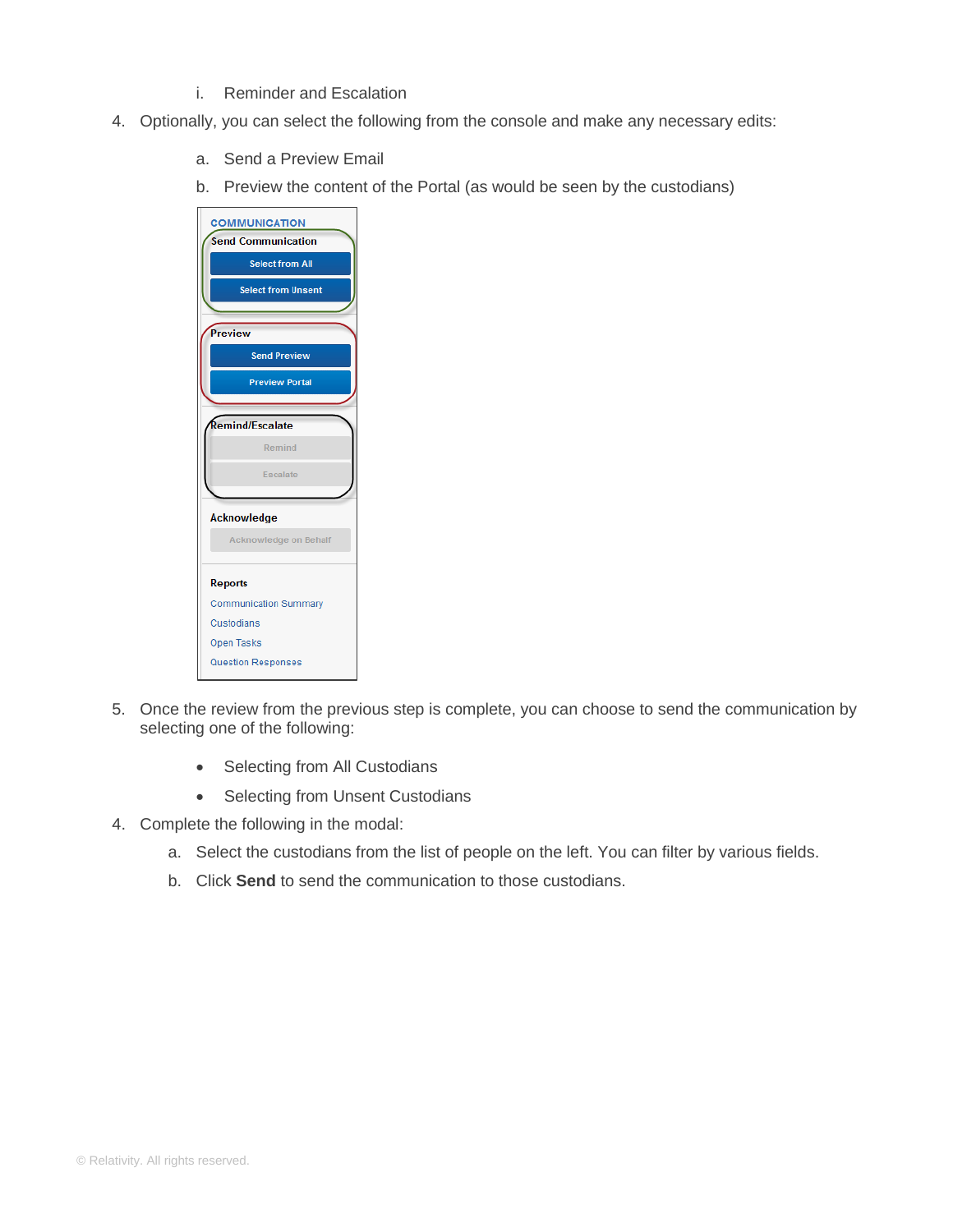i. Reminder and Escalation

4. Optionally, you can select the following from the console and make any necessary edits:

    a. Send a Preview Email

    b. Preview the content of the Portal (as would be seen by the custodians)

5. Once the review from the previous step is complete, you can choose to send the communication by selecting one of the following:

    - Selecting from All Custodians
    - Selecting from Unsent Custodians

4. Complete the following in the modal:

    a. Select the custodians from the list of people on the left. You can filter by various fields.

    b. Click **Send** to send the communication to those custodians.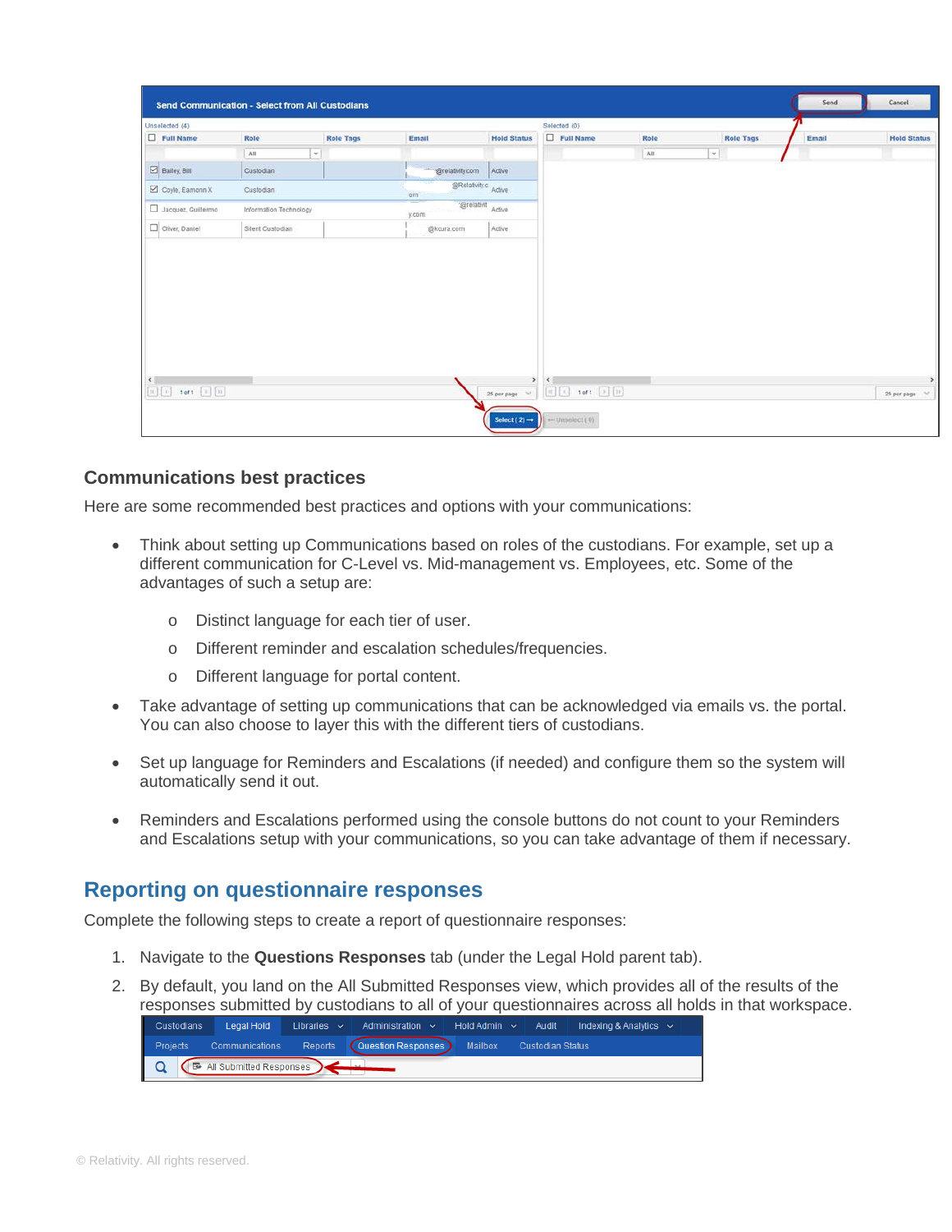## Communications best practices

Here are some recommended best practices and options with your communications:

- Think about setting up Communications based on roles of the custodians. For example, set up a different communication for C-Level vs. Mid-management vs. Employees, etc. Some of the advantages of such a setup are:
  - Distinct language for each tier of user.
  - Different reminder and escalation schedules/frequencies.
  - Different language for portal content.
- Take advantage of setting up communications that can be acknowledged via emails vs. the portal. You can also choose to layer this with the different tiers of custodians.
- Set up language for Reminders and Escalations (if needed) and configure them so the system will automatically send it out.
- Reminders and Escalations performed using the console buttons do not count to your Reminders and Escalations setup with your communications, so you can take advantage of them if necessary.

## Reporting on questionnaire responses

Complete the following steps to create a report of questionnaire responses:

1. Navigate to the **Questions Responses** tab (under the Legal Hold parent tab).
2. By default, you land on the All Submitted Responses view, which provides all of the results of the responses submitted by custodians to all of your questionnaires across all holds in that workspace.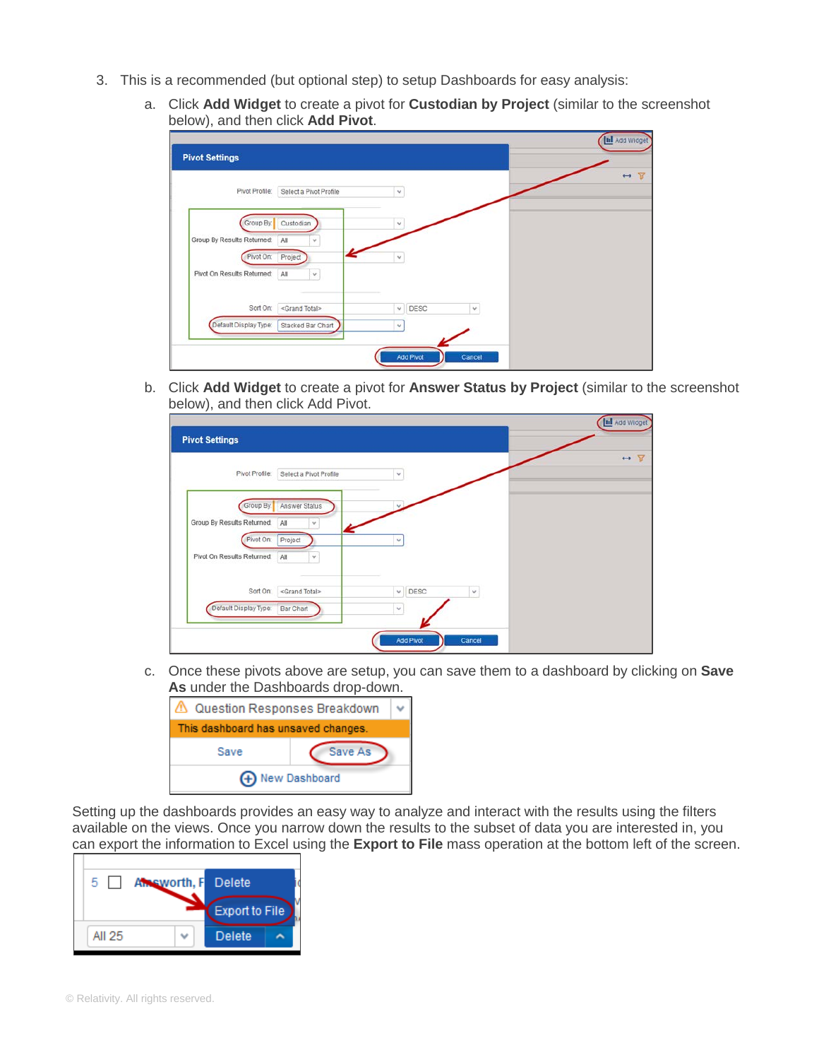3. This is a recommended (but optional step) to setup Dashboards for easy analysis:
   a. Click **Add Widget** to create a pivot for **Custodian by Project** (similar to the screenshot below), and then click **Add Pivot**.
   b. Click **Add Widget** to create a pivot for **Answer Status by Project** (similar to the screenshot below), and then click Add Pivot.
   c. Once these pivots above are setup, you can save them to a dashboard by clicking on **Save As** under the Dashboards drop-down.

Setting up the dashboards provides an easy way to analyze and interact with the results using the filters available on the views. Once you narrow down the results to the subset of data you are interested in, you can export the information to Excel using the **Export to File** mass operation at the bottom left of the screen.

© Relativity. All rights reserved.